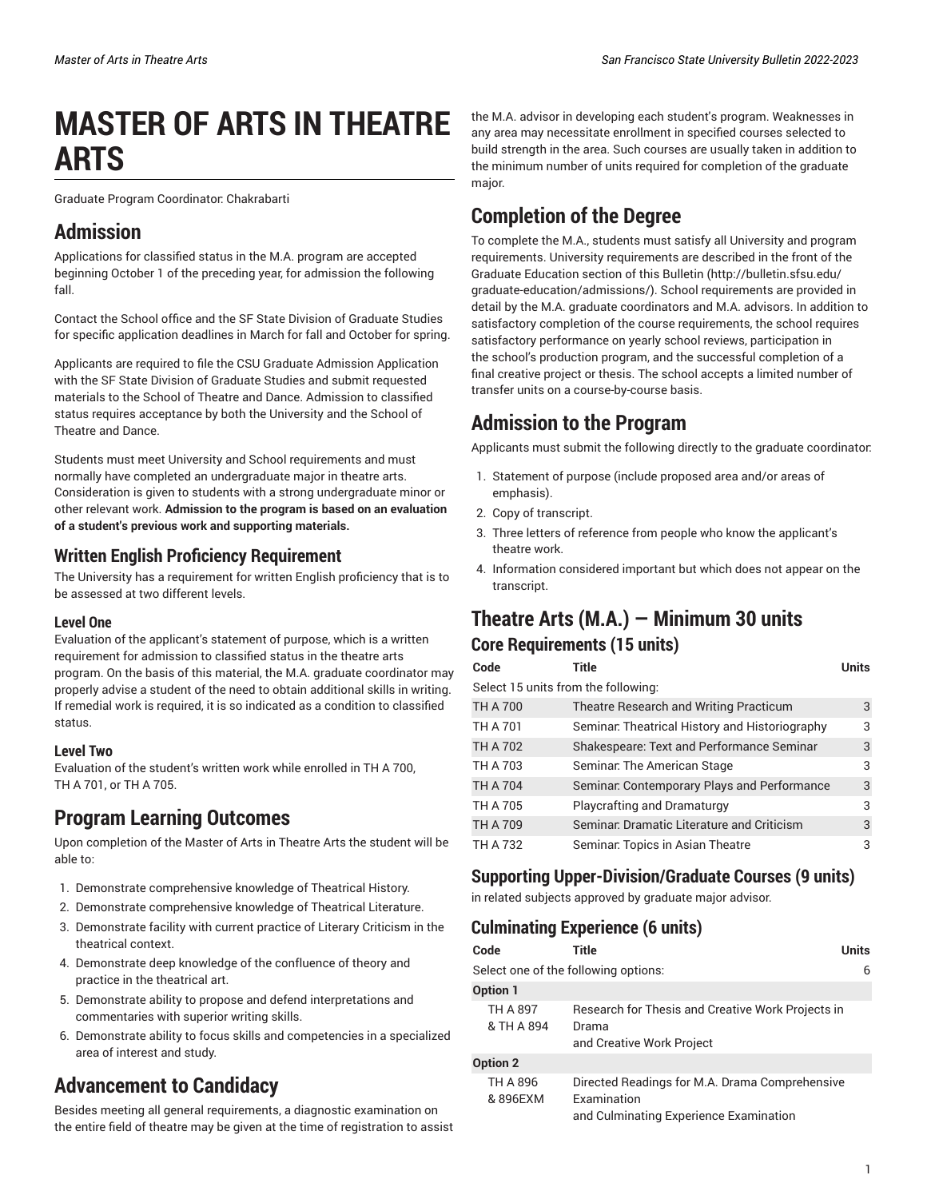# MASTER OF ARTS IN THEATRE ARTS

Graduate Program Coordinator: Chakrabarti

## Admission

Applications for classified status in the M.A. program are accepted beginning October 1 of the preceding year, for admission the following fall.

Contact the School office and the SF State Division of Graduate Studies for specific application deadlines in March for fall and October for spring.

Applicants are required to file the CSU Graduate Admission Application with the SF State Division of Graduate Studies and submit requested materials to the School of Theatre and Dance. Admission to classified status requires acceptance by both the University and the School of Theatre and Dance.

Students must meet University and School requirements and must normally have completed an undergraduate major in theatre arts. Consideration is given to students with a strong undergraduate minor or other relevant work. **Admission to the program is based on an evaluation of a student's previous work and supporting materials.**

### Written English Proficiency Requirement

The University has a requirement for written English proficiency that is to be assessed at two different levels.

#### Level One

Evaluation of the applicant's statement of purpose, which is a written requirement for admission to classified status in the theatre arts program. On the basis of this material, the M.A. graduate coordinator may properly advise a student of the need to obtain additional skills in writing. If remedial work is required, it is so indicated as a condition to classified status.

#### Level Two

Evaluation of the student's written work while enrolled in TH A 700, TH A 701, or TH A 705.

## Program Learning Outcomes

Upon completion of the Master of Arts in Theatre Arts the student will be able to:

1. Demonstrate comprehensive knowledge of Theatrical History.
2. Demonstrate comprehensive knowledge of Theatrical Literature.
3. Demonstrate facility with current practice of Literary Criticism in the theatrical context.
4. Demonstrate deep knowledge of the confluence of theory and practice in the theatrical art.
5. Demonstrate ability to propose and defend interpretations and commentaries with superior writing skills.
6. Demonstrate ability to focus skills and competencies in a specialized area of interest and study.

## Advancement to Candidacy

Besides meeting all general requirements, a diagnostic examination on the entire field of theatre may be given at the time of registration to assist the M.A. advisor in developing each student's program. Weaknesses in any area may necessitate enrollment in specified courses selected to build strength in the area. Such courses are usually taken in addition to the minimum number of units required for completion of the graduate major.

## Completion of the Degree

To complete the M.A., students must satisfy all University and program requirements. University requirements are described in the front of the Graduate Education section of this Bulletin (http://bulletin.sfsu.edu/graduate-education/admissions/). School requirements are provided in detail by the M.A. graduate coordinators and M.A. advisors. In addition to satisfactory completion of the course requirements, the school requires satisfactory performance on yearly school reviews, participation in the school's production program, and the successful completion of a final creative project or thesis. The school accepts a limited number of transfer units on a course-by-course basis.

## Admission to the Program

Applicants must submit the following directly to the graduate coordinator:

1. Statement of purpose (include proposed area and/or areas of emphasis).
2. Copy of transcript.
3. Three letters of reference from people who know the applicant's theatre work.
4. Information considered important but which does not appear on the transcript.

## Theatre Arts (M.A.) — Minimum 30 units

### Core Requirements (15 units)

| Code | Title | Units |
|---|---|---|
| Select 15 units from the following: | | |
| TH A 700 | Theatre Research and Writing Practicum | 3 |
| TH A 701 | Seminar: Theatrical History and Historiography | 3 |
| TH A 702 | Shakespeare: Text and Performance Seminar | 3 |
| TH A 703 | Seminar: The American Stage | 3 |
| TH A 704 | Seminar: Contemporary Plays and Performance | 3 |
| TH A 705 | Playcrafting and Dramaturgy | 3 |
| TH A 709 | Seminar: Dramatic Literature and Criticism | 3 |
| TH A 732 | Seminar: Topics in Asian Theatre | 3 |

### Supporting Upper-Division/Graduate Courses (9 units)

in related subjects approved by graduate major advisor.

### Culminating Experience (6 units)

| Code | Title | Units |
|---|---|---|
| Select one of the following options: | | 6 |
| **Option 1** | | |
| TH A 897 & TH A 894 | Research for Thesis and Creative Work Projects in Drama and Creative Work Project | |
| **Option 2** | | |
| TH A 896 & 896EXM | Directed Readings for M.A. Drama Comprehensive Examination and Culminating Experience Examination | |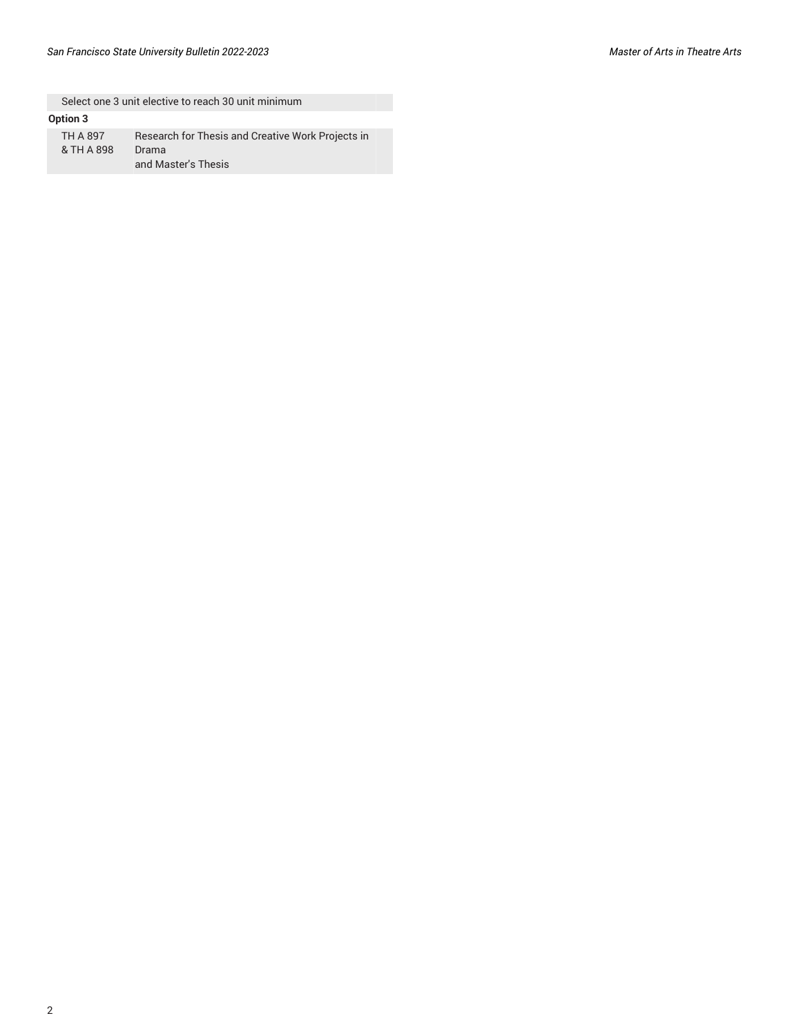| | | |
|---|---|---|
| Select one 3 unit elective to reach 30 unit minimum | | |
| **Option 3** | | |
| TH A 897 & TH A 898 | Research for Thesis and Creative Work Projects in Drama and Master's Thesis | |